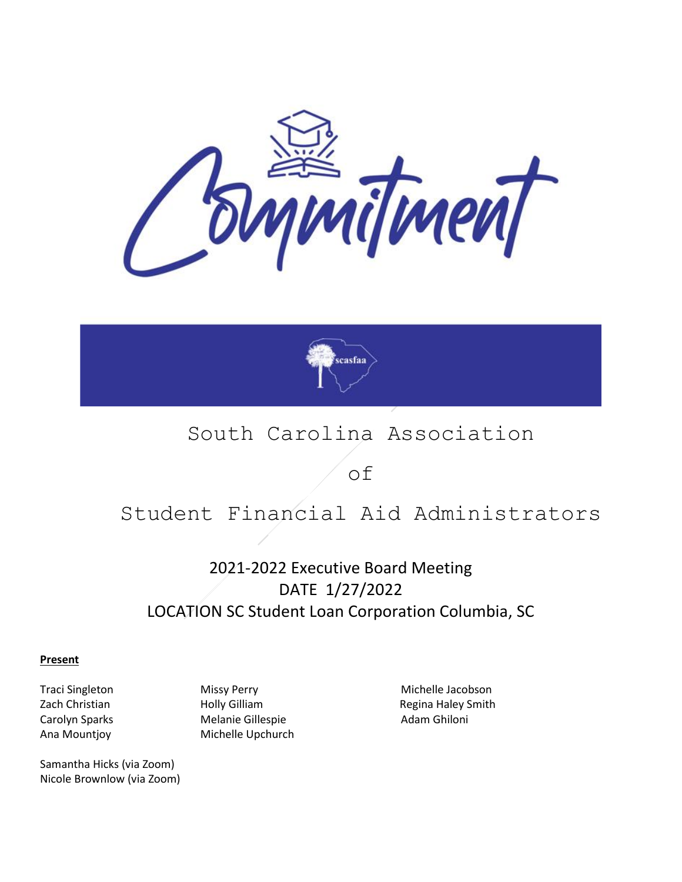# Commitment

scasfaa

# South Carolina Association of Student Financial Aid Administrators

## 2021-2022 Executive Board Meeting

DATE 1/27/2022

LOCATION SC Student Loan Corporation Columbia, SC

**Present**

Traci Singleton
Zach Christian
Carolyn Sparks
Ana Mountjoy

Missy Perry
Holly Gilliam
Melanie Gillespie
Michelle Upchurch

Michelle Jacobson
Regina Haley Smith
Adam Ghiloni

Samantha Hicks (via Zoom)
Nicole Brownlow (via Zoom)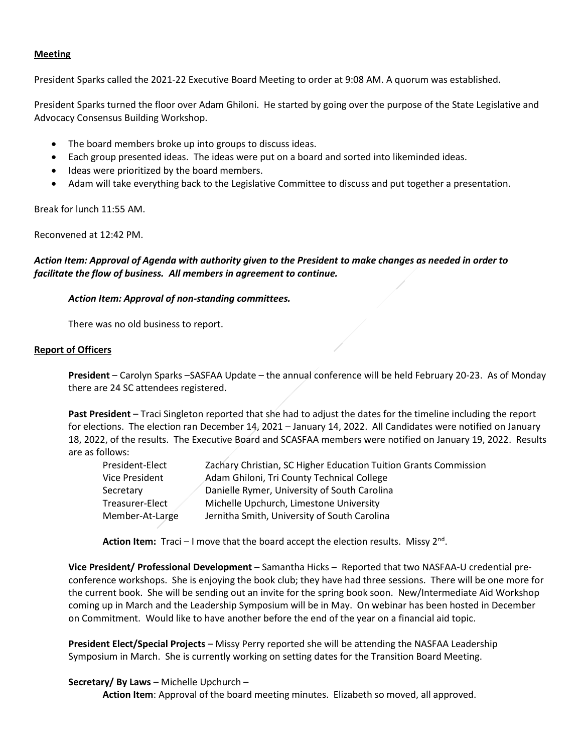**Meeting**

President Sparks called the 2021-22 Executive Board Meeting to order at 9:08 AM. A quorum was established.

President Sparks turned the floor over Adam Ghiloni. He started by going over the purpose of the State Legislative and Advocacy Consensus Building Workshop.

- The board members broke up into groups to discuss ideas.
- Each group presented ideas. The ideas were put on a board and sorted into likeminded ideas.
- Ideas were prioritized by the board members.
- Adam will take everything back to the Legislative Committee to discuss and put together a presentation.

Break for lunch 11:55 AM.

Reconvened at 12:42 PM.

***Action Item: Approval of Agenda with authority given to the President to make changes as needed in order to facilitate the flow of business. All members in agreement to continue.***

***Action Item: Approval of non-standing committees.***

There was no old business to report.

**Report of Officers**

**President** – Carolyn Sparks –SASFAA Update – the annual conference will be held February 20-23. As of Monday there are 24 SC attendees registered.

**Past President** – Traci Singleton reported that she had to adjust the dates for the timeline including the report for elections. The election ran December 14, 2021 – January 14, 2022. All Candidates were notified on January 18, 2022, of the results. The Executive Board and SCASFAA members were notified on January 19, 2022. Results are as follows:

| | |
|---|---|
| President-Elect | Zachary Christian, SC Higher Education Tuition Grants Commission |
| Vice President | Adam Ghiloni, Tri County Technical College |
| Secretary | Danielle Rymer, University of South Carolina |
| Treasurer-Elect | Michelle Upchurch, Limestone University |
| Member-At-Large | Jernitha Smith, University of South Carolina |

**Action Item:** Traci – I move that the board accept the election results. Missy 2nd.

**Vice President/ Professional Development** – Samantha Hicks – Reported that two NASFAA-U credential pre-conference workshops. She is enjoying the book club; they have had three sessions. There will be one more for the current book. She will be sending out an invite for the spring book soon. New/Intermediate Aid Workshop coming up in March and the Leadership Symposium will be in May. On webinar has been hosted in December on Commitment. Would like to have another before the end of the year on a financial aid topic.

**President Elect/Special Projects** – Missy Perry reported she will be attending the NASFAA Leadership Symposium in March. She is currently working on setting dates for the Transition Board Meeting.

**Secretary/ By Laws** – Michelle Upchurch –

**Action Item**: Approval of the board meeting minutes. Elizabeth so moved, all approved.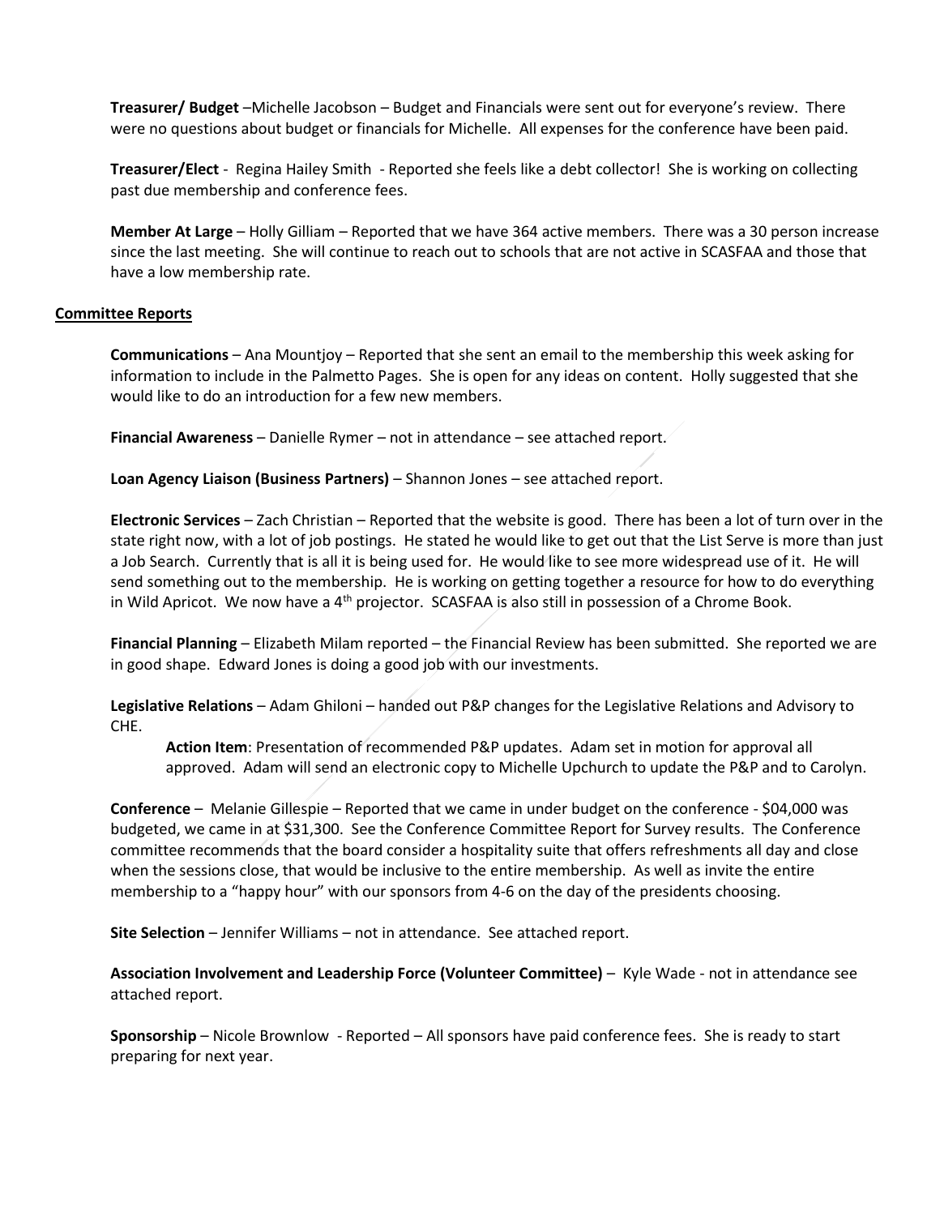**Treasurer/ Budget** –Michelle Jacobson – Budget and Financials were sent out for everyone's review. There were no questions about budget or financials for Michelle. All expenses for the conference have been paid.

**Treasurer/Elect** - Regina Hailey Smith - Reported she feels like a debt collector! She is working on collecting past due membership and conference fees.

**Member At Large** – Holly Gilliam – Reported that we have 364 active members. There was a 30 person increase since the last meeting. She will continue to reach out to schools that are not active in SCASFAA and those that have a low membership rate.

## Committee Reports

**Communications** – Ana Mountjoy – Reported that she sent an email to the membership this week asking for information to include in the Palmetto Pages. She is open for any ideas on content. Holly suggested that she would like to do an introduction for a few new members.

**Financial Awareness** – Danielle Rymer – not in attendance – see attached report.

**Loan Agency Liaison (Business Partners)** – Shannon Jones – see attached report.

**Electronic Services** – Zach Christian – Reported that the website is good. There has been a lot of turn over in the state right now, with a lot of job postings. He stated he would like to get out that the List Serve is more than just a Job Search. Currently that is all it is being used for. He would like to see more widespread use of it. He will send something out to the membership. He is working on getting together a resource for how to do everything in Wild Apricot. We now have a 4th projector. SCASFAA is also still in possession of a Chrome Book.

**Financial Planning** – Elizabeth Milam reported – the Financial Review has been submitted. She reported we are in good shape. Edward Jones is doing a good job with our investments.

**Legislative Relations** – Adam Ghiloni – handed out P&P changes for the Legislative Relations and Advisory to CHE.

> **Action Item**: Presentation of recommended P&P updates. Adam set in motion for approval all approved. Adam will send an electronic copy to Michelle Upchurch to update the P&P and to Carolyn.

**Conference** – Melanie Gillespie – Reported that we came in under budget on the conference - $04,000 was budgeted, we came in at $31,300. See the Conference Committee Report for Survey results. The Conference committee recommends that the board consider a hospitality suite that offers refreshments all day and close when the sessions close, that would be inclusive to the entire membership. As well as invite the entire membership to a "happy hour" with our sponsors from 4-6 on the day of the presidents choosing.

**Site Selection** – Jennifer Williams – not in attendance. See attached report.

**Association Involvement and Leadership Force (Volunteer Committee)** – Kyle Wade - not in attendance see attached report.

**Sponsorship** – Nicole Brownlow - Reported – All sponsors have paid conference fees. She is ready to start preparing for next year.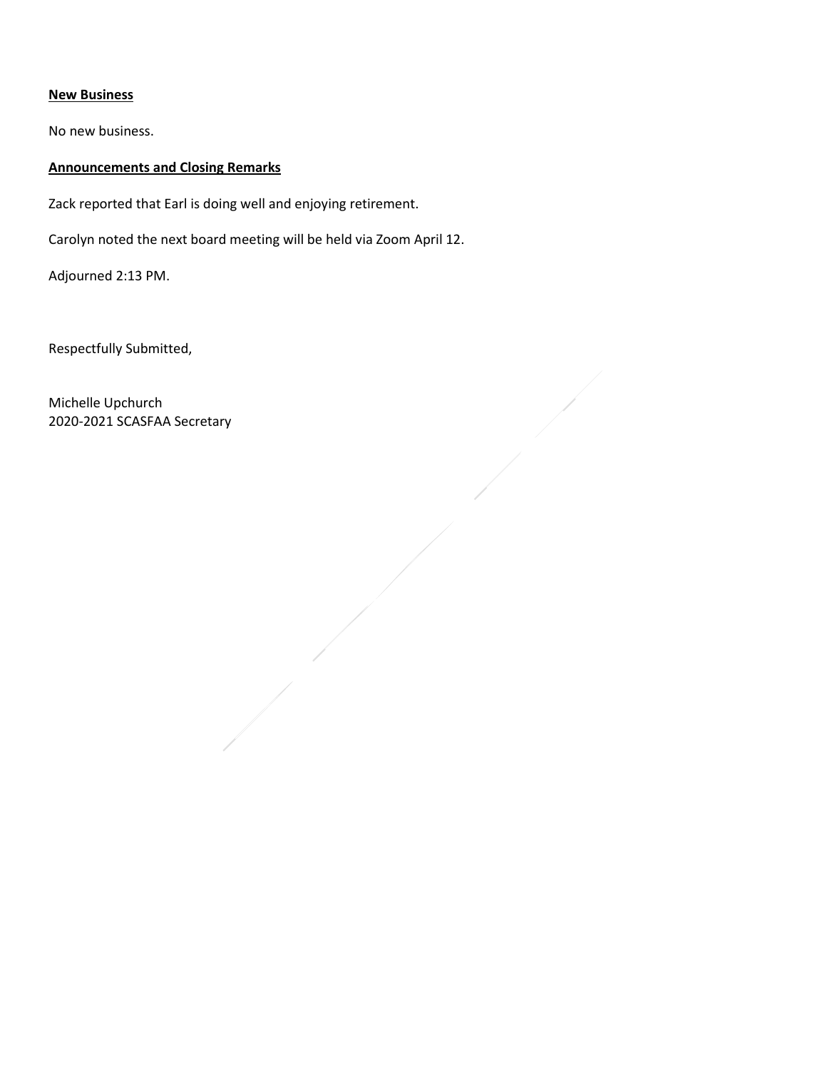**New Business**

No new business.

**Announcements and Closing Remarks**

Zack reported that Earl is doing well and enjoying retirement.

Carolyn noted the next board meeting will be held via Zoom April 12.

Adjourned 2:13 PM.

Respectfully Submitted,

Michelle Upchurch
2020-2021 SCASFAA Secretary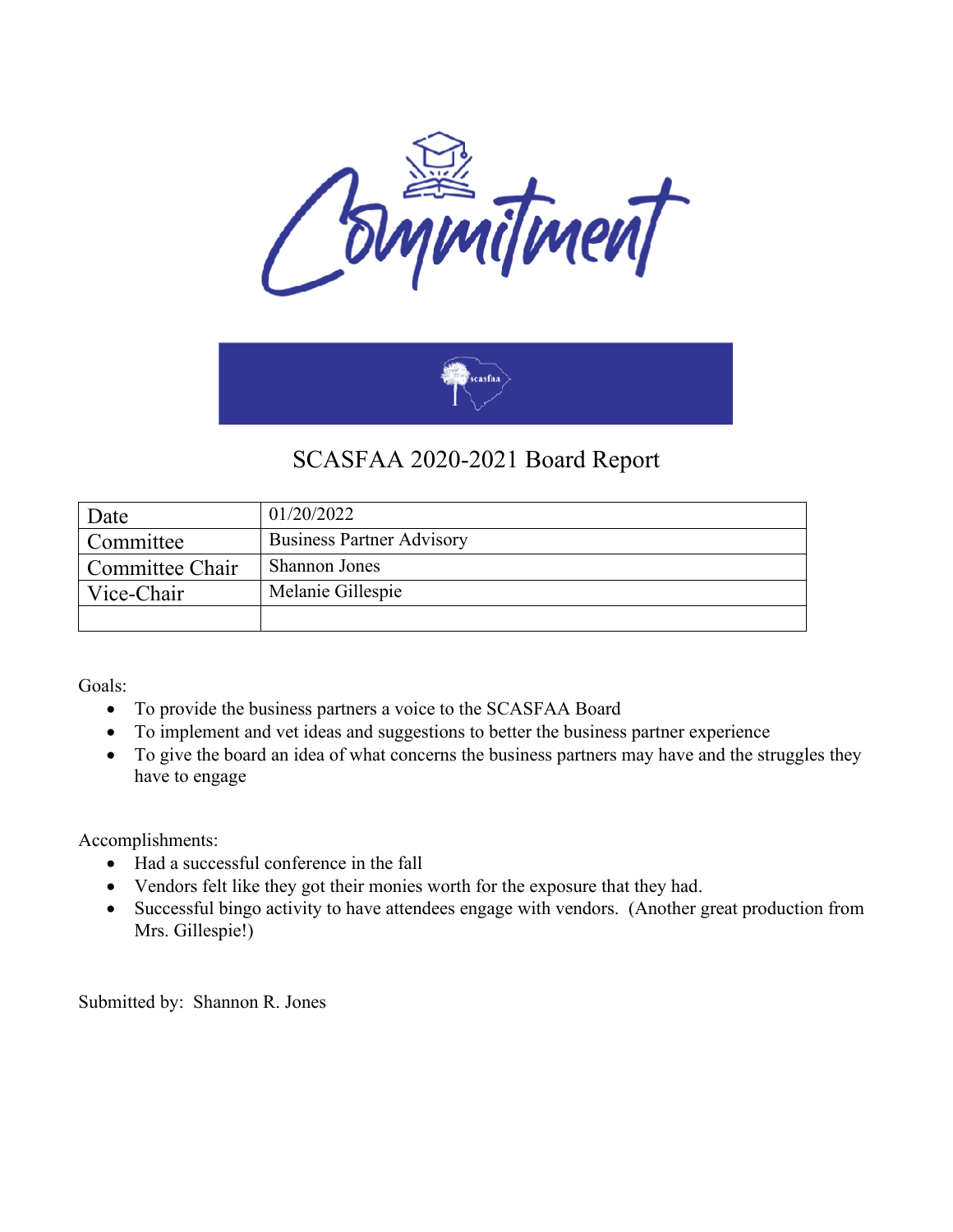# SCASFAA 2020-2021 Board Report

| Date | 01/20/2022 |
|---|---|
| Committee | Business Partner Advisory |
| Committee Chair | Shannon Jones |
| Vice-Chair | Melanie Gillespie |
| | |

Goals:

- To provide the business partners a voice to the SCASFAA Board
- To implement and vet ideas and suggestions to better the business partner experience
- To give the board an idea of what concerns the business partners may have and the struggles they have to engage

Accomplishments:

- Had a successful conference in the fall
- Vendors felt like they got their monies worth for the exposure that they had.
- Successful bingo activity to have attendees engage with vendors. (Another great production from Mrs. Gillespie!)

Submitted by: Shannon R. Jones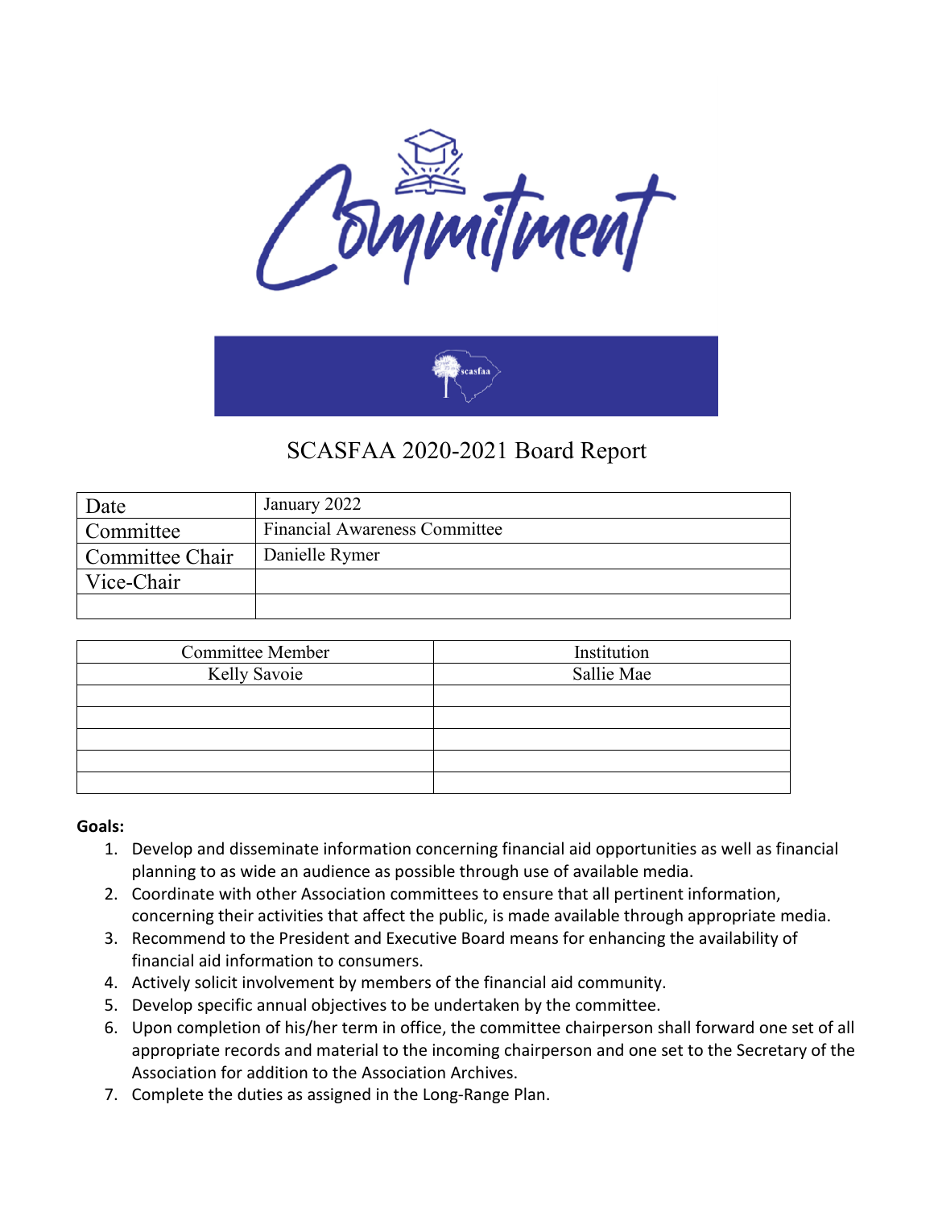# SCASFAA 2020-2021 Board Report

| Date | January 2022 |
|---|---|
| Committee | Financial Awareness Committee |
| Committee Chair | Danielle Rymer |
| Vice-Chair | |
| | |

| Committee Member | Institution |
|---|---|
| Kelly Savoie | Sallie Mae |
| | |
| | |
| | |
| | |
| | |

**Goals:**

1. Develop and disseminate information concerning financial aid opportunities as well as financial planning to as wide an audience as possible through use of available media.
2. Coordinate with other Association committees to ensure that all pertinent information, concerning their activities that affect the public, is made available through appropriate media.
3. Recommend to the President and Executive Board means for enhancing the availability of financial aid information to consumers.
4. Actively solicit involvement by members of the financial aid community.
5. Develop specific annual objectives to be undertaken by the committee.
6. Upon completion of his/her term in office, the committee chairperson shall forward one set of all appropriate records and material to the incoming chairperson and one set to the Secretary of the Association for addition to the Association Archives.
7. Complete the duties as assigned in the Long-Range Plan.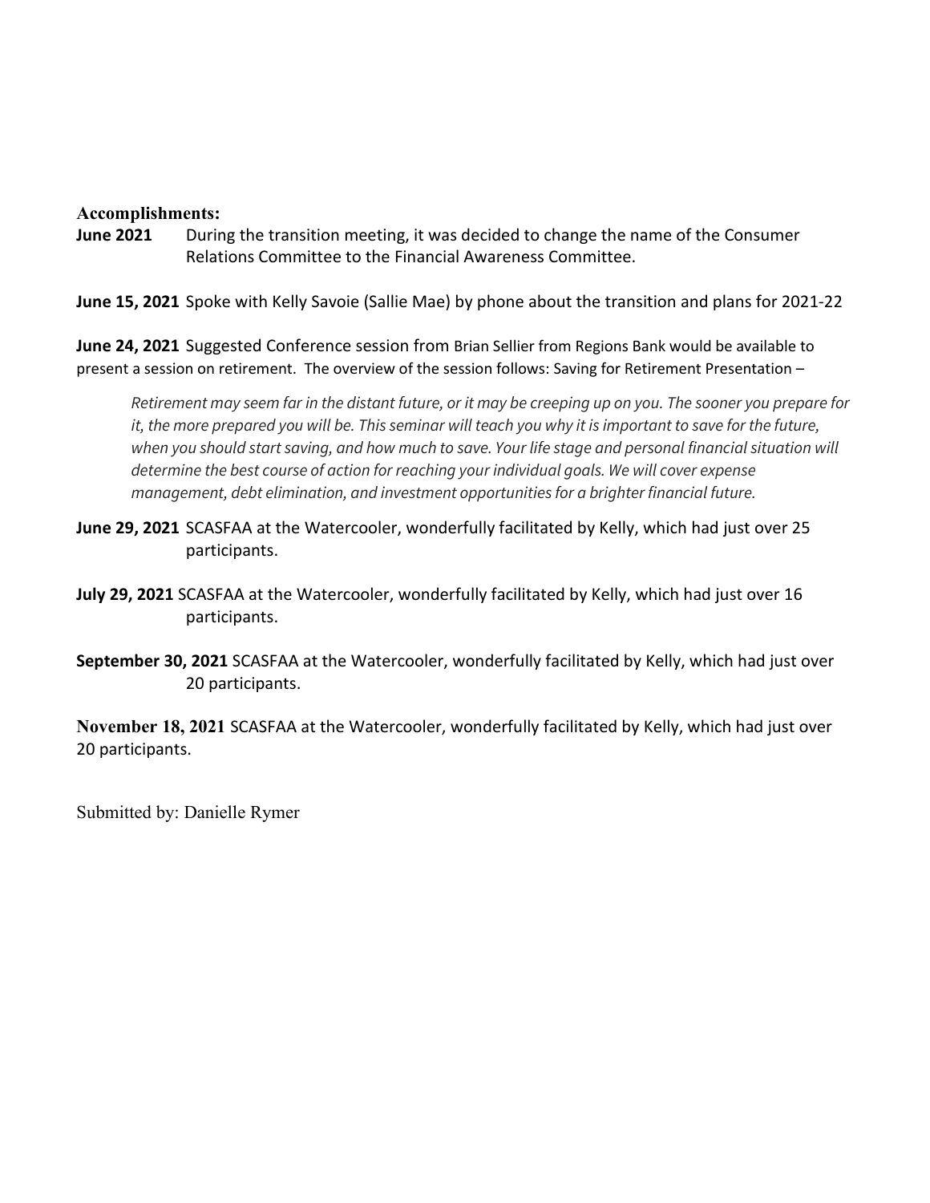**Accomplishments:**

**June 2021** During the transition meeting, it was decided to change the name of the Consumer Relations Committee to the Financial Awareness Committee.

**June 15, 2021** Spoke with Kelly Savoie (Sallie Mae) by phone about the transition and plans for 2021-22

**June 24, 2021** Suggested Conference session from Brian Sellier from Regions Bank would be available to present a session on retirement. The overview of the session follows: Saving for Retirement Presentation –

> *Retirement may seem far in the distant future, or it may be creeping up on you. The sooner you prepare for it, the more prepared you will be. This seminar will teach you why it is important to save for the future, when you should start saving, and how much to save. Your life stage and personal financial situation will determine the best course of action for reaching your individual goals. We will cover expense management, debt elimination, and investment opportunities for a brighter financial future.*

**June 29, 2021** SCASFAA at the Watercooler, wonderfully facilitated by Kelly, which had just over 25 participants.

**July 29, 2021** SCASFAA at the Watercooler, wonderfully facilitated by Kelly, which had just over 16 participants.

**September 30, 2021** SCASFAA at the Watercooler, wonderfully facilitated by Kelly, which had just over 20 participants.

**November 18, 2021** SCASFAA at the Watercooler, wonderfully facilitated by Kelly, which had just over 20 participants.

Submitted by: Danielle Rymer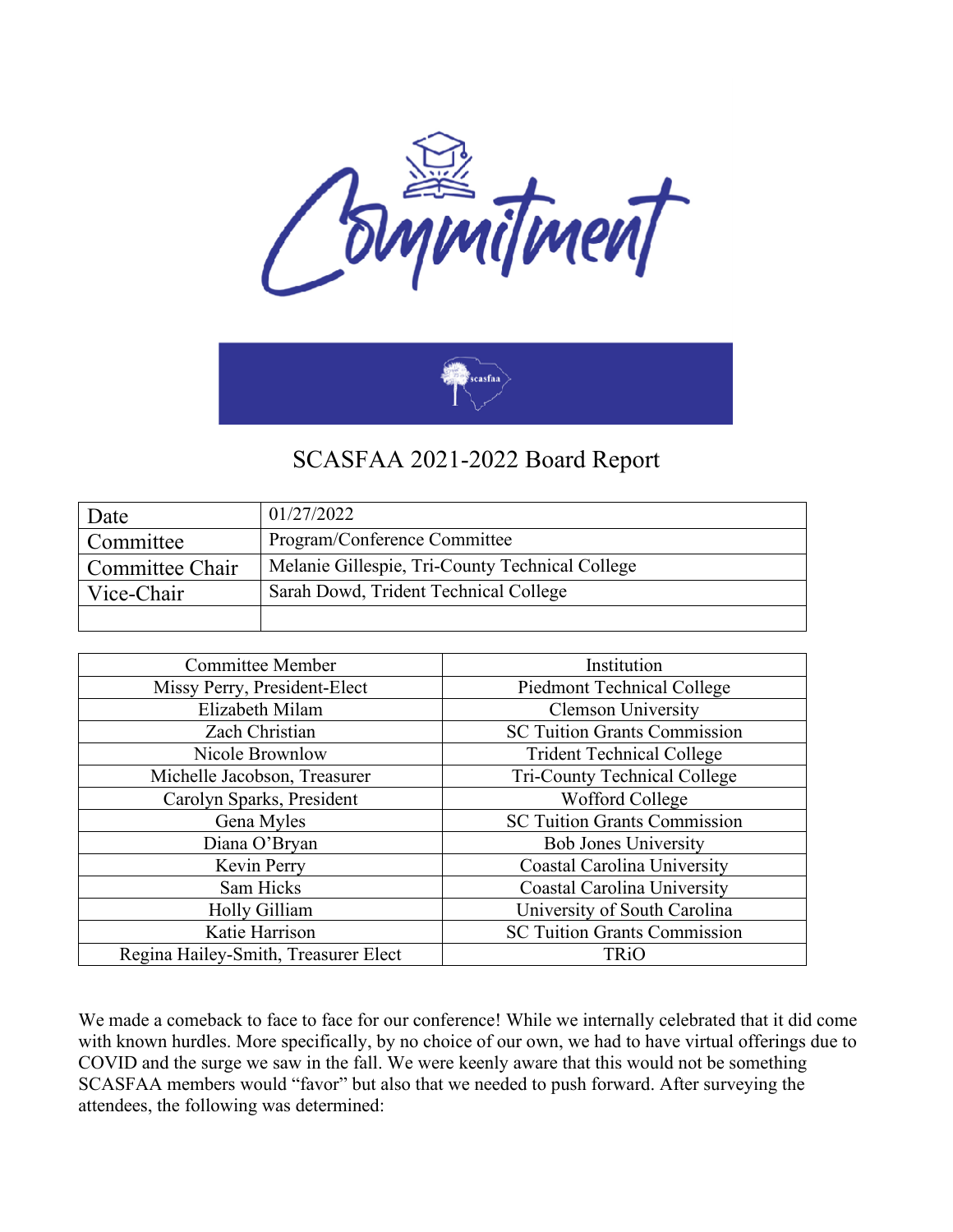# Commitment

scasfaa

## SCASFAA 2021-2022 Board Report

| Date | 01/27/2022 |
|---|---|
| Committee | Program/Conference Committee |
| Committee Chair | Melanie Gillespie, Tri-County Technical College |
| Vice-Chair | Sarah Dowd, Trident Technical College |
| | |

| Committee Member | Institution |
|---|---|
| Missy Perry, President-Elect | Piedmont Technical College |
| Elizabeth Milam | Clemson University |
| Zach Christian | SC Tuition Grants Commission |
| Nicole Brownlow | Trident Technical College |
| Michelle Jacobson, Treasurer | Tri-County Technical College |
| Carolyn Sparks, President | Wofford College |
| Gena Myles | SC Tuition Grants Commission |
| Diana O'Bryan | Bob Jones University |
| Kevin Perry | Coastal Carolina University |
| Sam Hicks | Coastal Carolina University |
| Holly Gilliam | University of South Carolina |
| Katie Harrison | SC Tuition Grants Commission |
| Regina Hailey-Smith, Treasurer Elect | TRiO |

We made a comeback to face to face for our conference! While we internally celebrated that it did come with known hurdles. More specifically, by no choice of our own, we had to have virtual offerings due to COVID and the surge we saw in the fall. We were keenly aware that this would not be something SCASFAA members would "favor" but also that we needed to push forward. After surveying the attendees, the following was determined: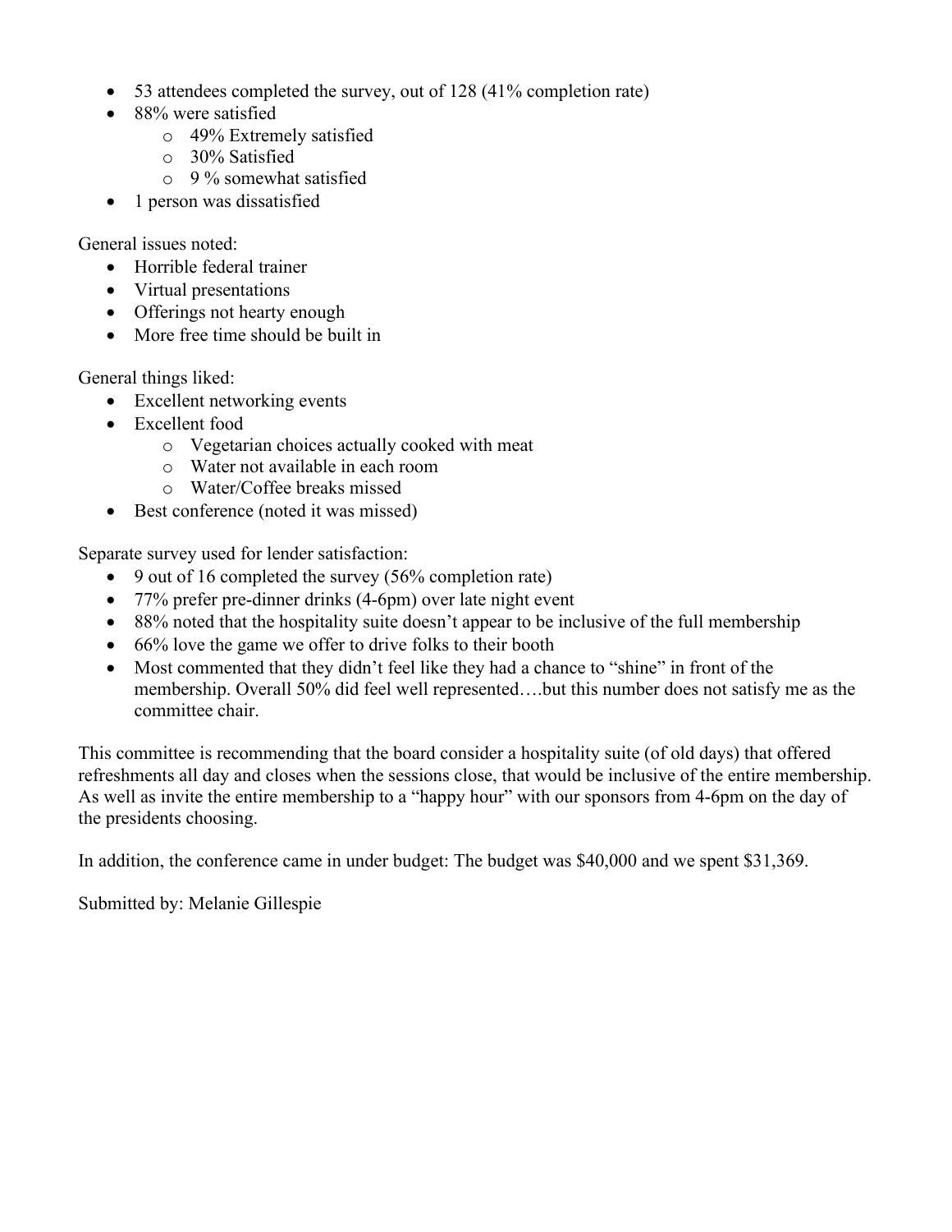- 53 attendees completed the survey, out of 128 (41% completion rate)
- 88% were satisfied
    - 49% Extremely satisfied
    - 30% Satisfied
    - 9 % somewhat satisfied
- 1 person was dissatisfied

General issues noted:

- Horrible federal trainer
- Virtual presentations
- Offerings not hearty enough
- More free time should be built in

General things liked:

- Excellent networking events
- Excellent food
    - Vegetarian choices actually cooked with meat
    - Water not available in each room
    - Water/Coffee breaks missed
- Best conference (noted it was missed)

Separate survey used for lender satisfaction:

- 9 out of 16 completed the survey (56% completion rate)
- 77% prefer pre-dinner drinks (4-6pm) over late night event
- 88% noted that the hospitality suite doesn't appear to be inclusive of the full membership
- 66% love the game we offer to drive folks to their booth
- Most commented that they didn't feel like they had a chance to "shine" in front of the membership. Overall 50% did feel well represented….but this number does not satisfy me as the committee chair.

This committee is recommending that the board consider a hospitality suite (of old days) that offered refreshments all day and closes when the sessions close, that would be inclusive of the entire membership. As well as invite the entire membership to a "happy hour" with our sponsors from 4-6pm on the day of the presidents choosing.

In addition, the conference came in under budget: The budget was $40,000 and we spent $31,369.

Submitted by: Melanie Gillespie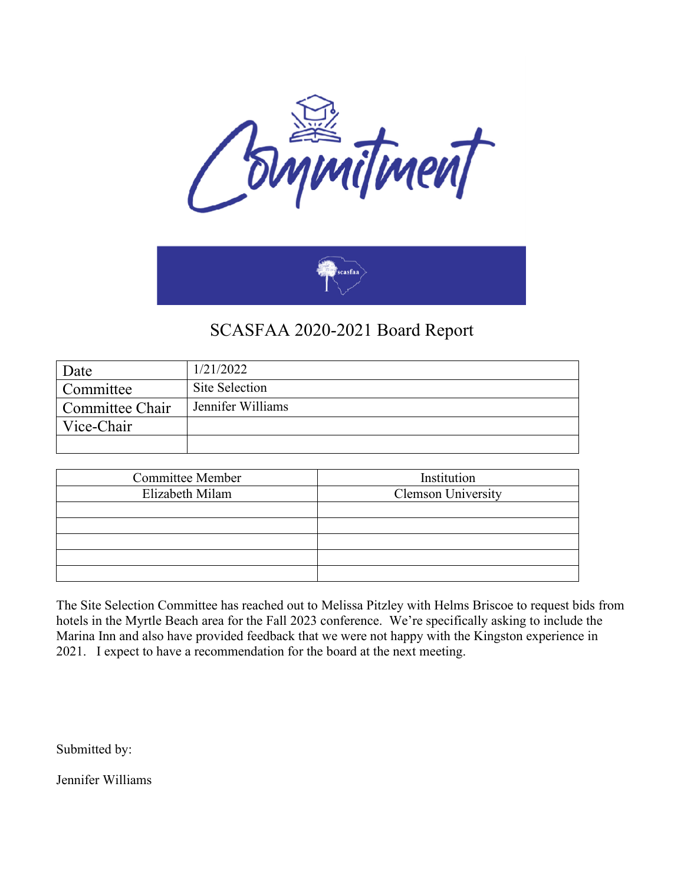Commitment

scasfaa

# SCASFAA 2020-2021 Board Report

| Date | 1/21/2022 |
|---|---|
| Committee | Site Selection |
| Committee Chair | Jennifer Williams |
| Vice-Chair | |
| | |

| Committee Member | Institution |
|---|---|
| Elizabeth Milam | Clemson University |
| | |
| | |
| | |
| | |
| | |

The Site Selection Committee has reached out to Melissa Pitzley with Helms Briscoe to request bids from hotels in the Myrtle Beach area for the Fall 2023 conference. We're specifically asking to include the Marina Inn and also have provided feedback that we were not happy with the Kingston experience in 2021. I expect to have a recommendation for the board at the next meeting.

Submitted by:

Jennifer Williams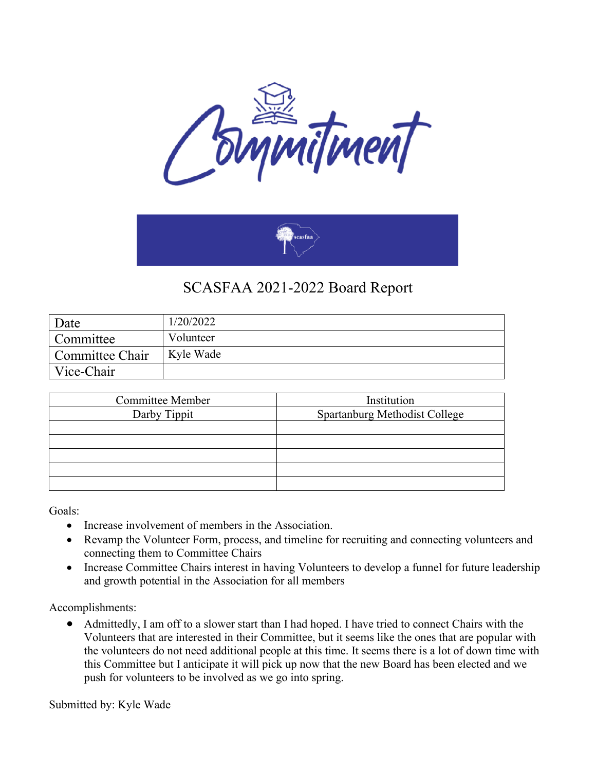Commitment

scasfaa

# SCASFAA 2021-2022 Board Report

| | |
|---|---|
| Date | 1/20/2022 |
| Committee | Volunteer |
| Committee Chair | Kyle Wade |
| Vice-Chair | |

| Committee Member | Institution |
|---|---|
| Darby Tippit | Spartanburg Methodist College |
| | |
| | |
| | |
| | |
| | |

Goals:

- Increase involvement of members in the Association.
- Revamp the Volunteer Form, process, and timeline for recruiting and connecting volunteers and connecting them to Committee Chairs
- Increase Committee Chairs interest in having Volunteers to develop a funnel for future leadership and growth potential in the Association for all members

Accomplishments:

- Admittedly, I am off to a slower start than I had hoped. I have tried to connect Chairs with the Volunteers that are interested in their Committee, but it seems like the ones that are popular with the volunteers do not need additional people at this time. It seems there is a lot of down time with this Committee but I anticipate it will pick up now that the new Board has been elected and we push for volunteers to be involved as we go into spring.

Submitted by: Kyle Wade